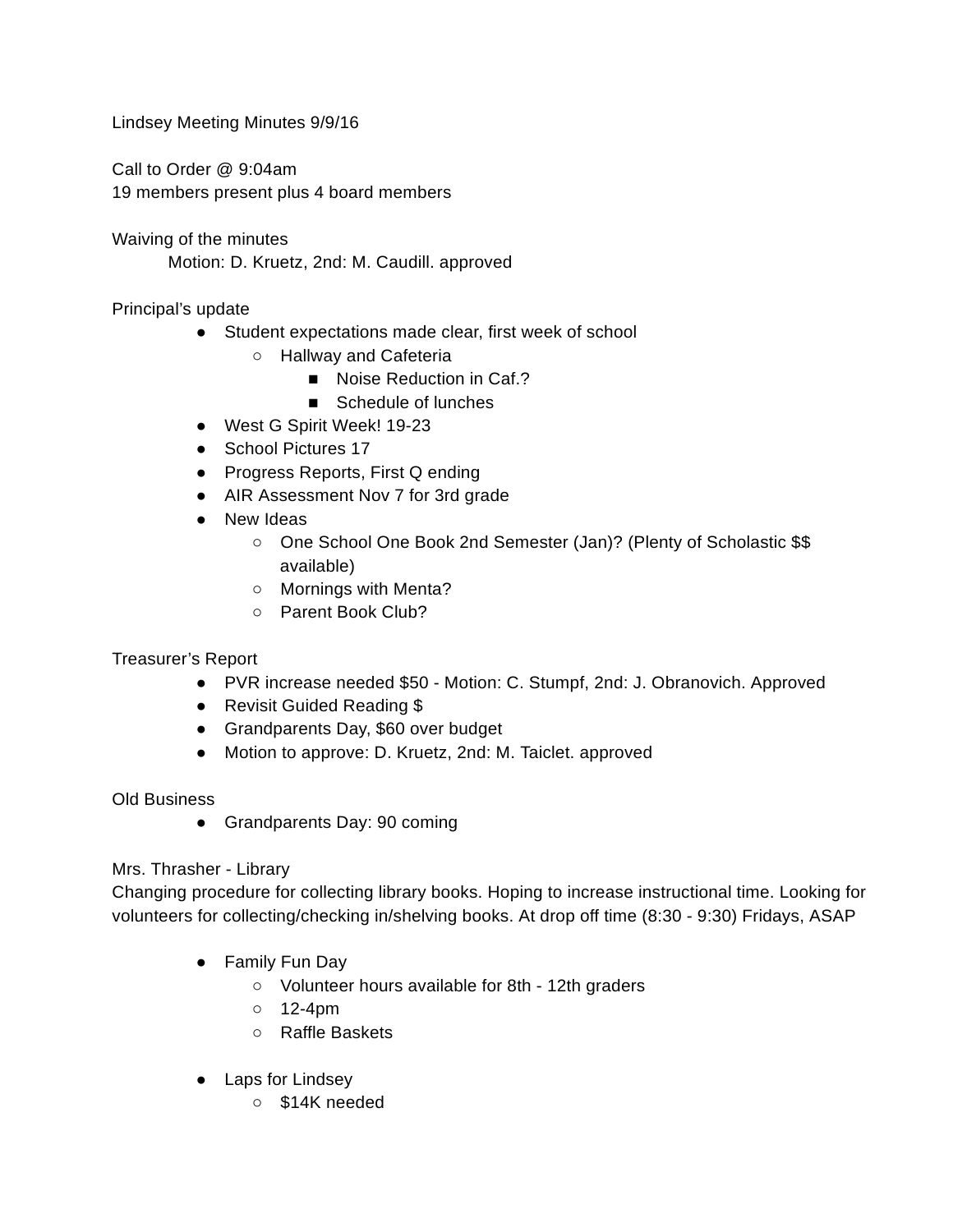Lindsey Meeting Minutes 9/9/16

Call to Order @ 9:04am
19 members present plus 4 board members

Waiving of the minutes

Motion: D. Kruetz, 2nd: M. Caudill. approved

Principal's update

- Student expectations made clear, first week of school
    - Hallway and Cafeteria
        - Noise Reduction in Caf.?
        - Schedule of lunches
- West G Spirit Week! 19-23
- School Pictures 17
- Progress Reports, First Q ending
- AIR Assessment Nov 7 for 3rd grade
- New Ideas
    - One School One Book 2nd Semester (Jan)? (Plenty of Scholastic $$ available)
    - Mornings with Menta?
    - Parent Book Club?

Treasurer's Report

- PVR increase needed $50 - Motion: C. Stumpf, 2nd: J. Obranovich. Approved
- Revisit Guided Reading $
- Grandparents Day, $60 over budget
- Motion to approve: D. Kruetz, 2nd: M. Taiclet. approved

Old Business

- Grandparents Day: 90 coming

Mrs. Thrasher - Library

Changing procedure for collecting library books. Hoping to increase instructional time. Looking for volunteers for collecting/checking in/shelving books. At drop off time (8:30 - 9:30) Fridays, ASAP

- Family Fun Day
    - Volunteer hours available for 8th - 12th graders
    - 12-4pm
    - Raffle Baskets

- Laps for Lindsey
    - $14K needed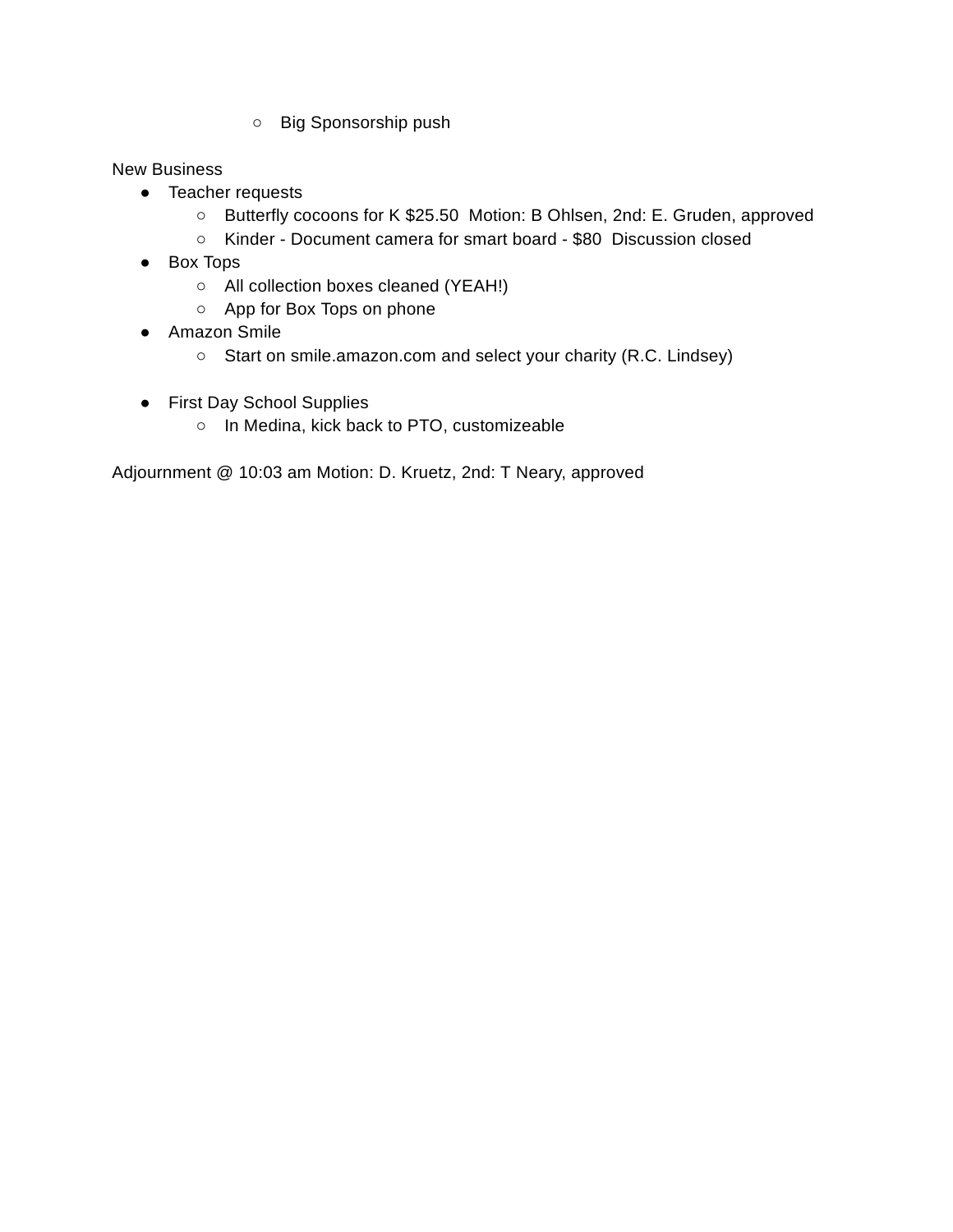- Big Sponsorship push

New Business

- Teacher requests
    - Butterfly cocoons for K $25.50  Motion: B Ohlsen, 2nd: E. Gruden, approved
    - Kinder - Document camera for smart board - $80  Discussion closed
- Box Tops
    - All collection boxes cleaned (YEAH!)
    - App for Box Tops on phone
- Amazon Smile
    - Start on smile.amazon.com and select your charity (R.C. Lindsey)

- First Day School Supplies
    - In Medina, kick back to PTO, customizeable

Adjournment @ 10:03 am Motion: D. Kruetz, 2nd: T Neary, approved